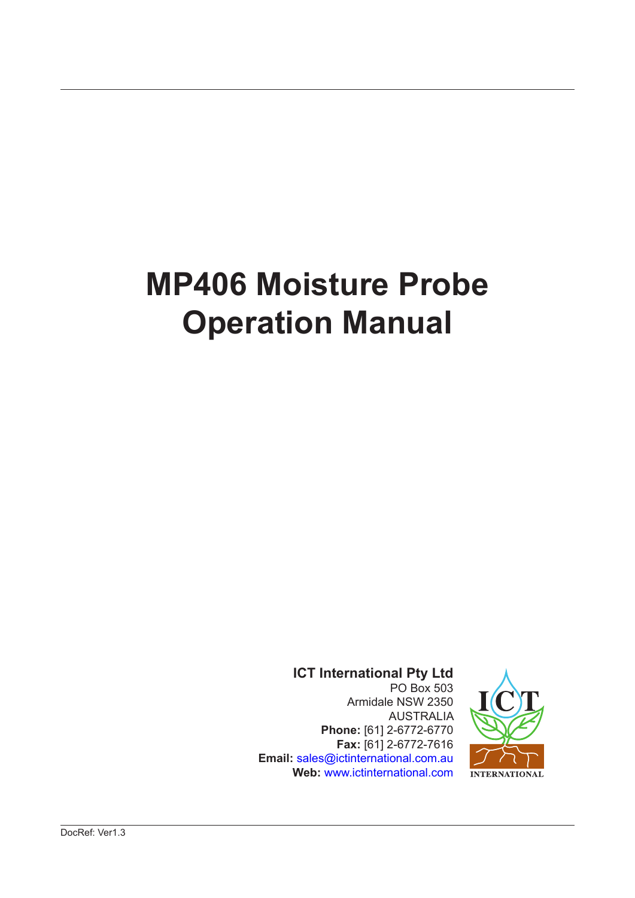# MP406 Moisture Probe Operation Manual

**ICT International Pty Ltd**
PO Box 503
Armidale NSW 2350
AUSTRALIA
**Phone:** [61] 2-6772-6770
**Fax:** [61] 2-6772-7616
**Email:** sales@ictinternational.com.au
**Web:** www.ictinternational.com

DocRef: Ver1.3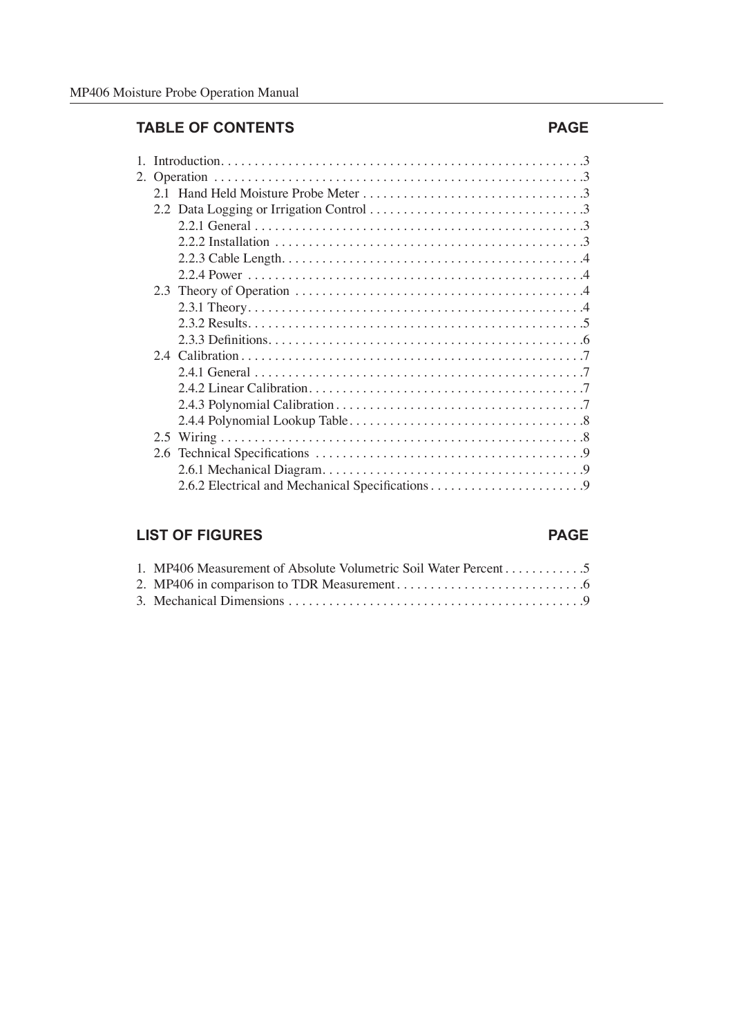## TABLE OF CONTENTS

| | PAGE |
|---|---|
| 1. Introduction | 3 |
| 2. Operation | 3 |
| 2.1 Hand Held Moisture Probe Meter | 3 |
| 2.2 Data Logging or Irrigation Control | 3 |
| 2.2.1 General | 3 |
| 2.2.2 Installation | 3 |
| 2.2.3 Cable Length | 4 |
| 2.2.4 Power | 4 |
| 2.3 Theory of Operation | 4 |
| 2.3.1 Theory | 4 |
| 2.3.2 Results | 5 |
| 2.3.3 Definitions | 6 |
| 2.4 Calibration | 7 |
| 2.4.1 General | 7 |
| 2.4.2 Linear Calibration | 7 |
| 2.4.3 Polynomial Calibration | 7 |
| 2.4.4 Polynomial Lookup Table | 8 |
| 2.5 Wiring | 8 |
| 2.6 Technical Specifications | 9 |
| 2.6.1 Mechanical Diagram | 9 |
| 2.6.2 Electrical and Mechanical Specifications | 9 |

## LIST OF FIGURES

| | PAGE |
|---|---|
| 1. MP406 Measurement of Absolute Volumetric Soil Water Percent | 5 |
| 2. MP406 in comparison to TDR Measurement | 6 |
| 3. Mechanical Dimensions | 9 |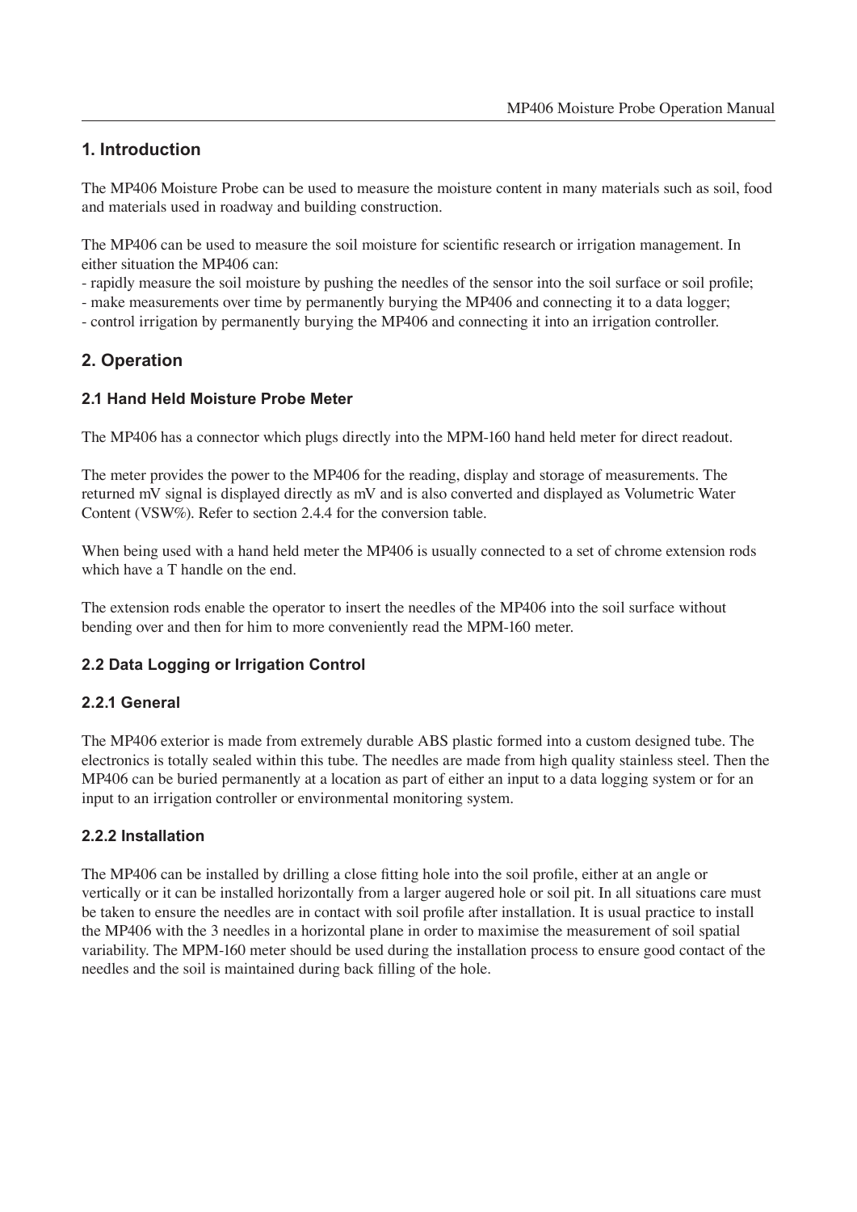## 1. Introduction

The MP406 Moisture Probe can be used to measure the moisture content in many materials such as soil, food and materials used in roadway and building construction.

The MP406 can be used to measure the soil moisture for scientific research or irrigation management. In either situation the MP406 can:

- rapidly measure the soil moisture by pushing the needles of the sensor into the soil surface or soil profile;
- make measurements over time by permanently burying the MP406 and connecting it to a data logger;
- control irrigation by permanently burying the MP406 and connecting it into an irrigation controller.

## 2. Operation

### 2.1 Hand Held Moisture Probe Meter

The MP406 has a connector which plugs directly into the MPM-160 hand held meter for direct readout.

The meter provides the power to the MP406 for the reading, display and storage of measurements. The returned mV signal is displayed directly as mV and is also converted and displayed as Volumetric Water Content (VSW%). Refer to section 2.4.4 for the conversion table.

When being used with a hand held meter the MP406 is usually connected to a set of chrome extension rods which have a T handle on the end.

The extension rods enable the operator to insert the needles of the MP406 into the soil surface without bending over and then for him to more conveniently read the MPM-160 meter.

### 2.2 Data Logging or Irrigation Control

#### 2.2.1 General

The MP406 exterior is made from extremely durable ABS plastic formed into a custom designed tube. The electronics is totally sealed within this tube. The needles are made from high quality stainless steel. Then the MP406 can be buried permanently at a location as part of either an input to a data logging system or for an input to an irrigation controller or environmental monitoring system.

#### 2.2.2 Installation

The MP406 can be installed by drilling a close fitting hole into the soil profile, either at an angle or vertically or it can be installed horizontally from a larger augered hole or soil pit. In all situations care must be taken to ensure the needles are in contact with soil profile after installation. It is usual practice to install the MP406 with the 3 needles in a horizontal plane in order to maximise the measurement of soil spatial variability. The MPM-160 meter should be used during the installation process to ensure good contact of the needles and the soil is maintained during back filling of the hole.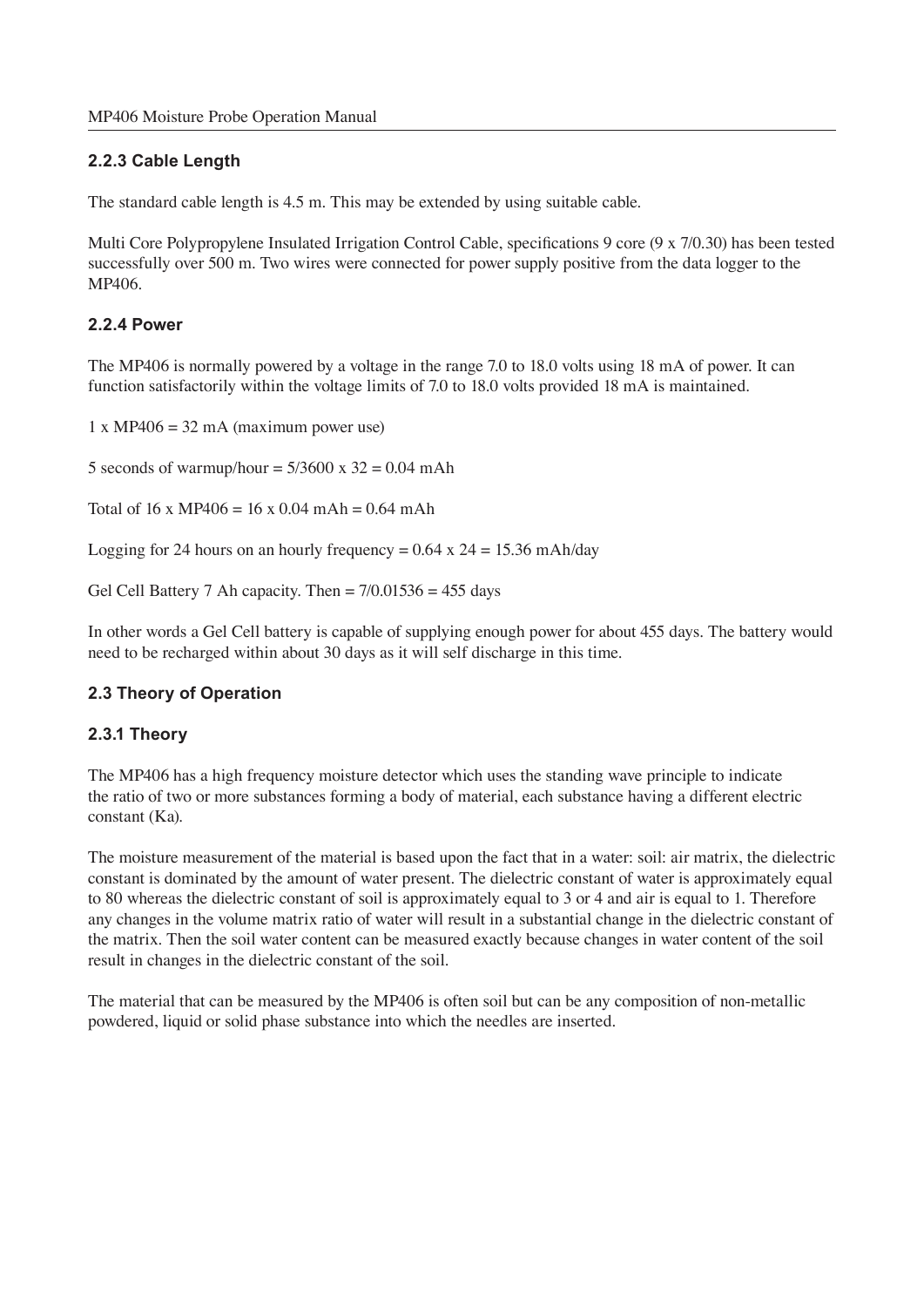### 2.2.3 Cable Length

The standard cable length is 4.5 m. This may be extended by using suitable cable.

Multi Core Polypropylene Insulated Irrigation Control Cable, specifications 9 core (9 x 7/0.30) has been tested successfully over 500 m. Two wires were connected for power supply positive from the data logger to the MP406.

### 2.2.4 Power

The MP406 is normally powered by a voltage in the range 7.0 to 18.0 volts using 18 mA of power. It can function satisfactorily within the voltage limits of 7.0 to 18.0 volts provided 18 mA is maintained.

1 x MP406 = 32 mA (maximum power use)

5 seconds of warmup/hour = 5/3600 x 32 = 0.04 mAh

Total of 16 x MP406 = 16 x 0.04 mAh = 0.64 mAh

Logging for 24 hours on an hourly frequency = 0.64 x 24 = 15.36 mAh/day

Gel Cell Battery 7 Ah capacity. Then = 7/0.01536 = 455 days

In other words a Gel Cell battery is capable of supplying enough power for about 455 days. The battery would need to be recharged within about 30 days as it will self discharge in this time.

## 2.3 Theory of Operation

### 2.3.1 Theory

The MP406 has a high frequency moisture detector which uses the standing wave principle to indicate the ratio of two or more substances forming a body of material, each substance having a different electric constant (Ka).

The moisture measurement of the material is based upon the fact that in a water: soil: air matrix, the dielectric constant is dominated by the amount of water present. The dielectric constant of water is approximately equal to 80 whereas the dielectric constant of soil is approximately equal to 3 or 4 and air is equal to 1. Therefore any changes in the volume matrix ratio of water will result in a substantial change in the dielectric constant of the matrix. Then the soil water content can be measured exactly because changes in water content of the soil result in changes in the dielectric constant of the soil.

The material that can be measured by the MP406 is often soil but can be any composition of non-metallic powdered, liquid or solid phase substance into which the needles are inserted.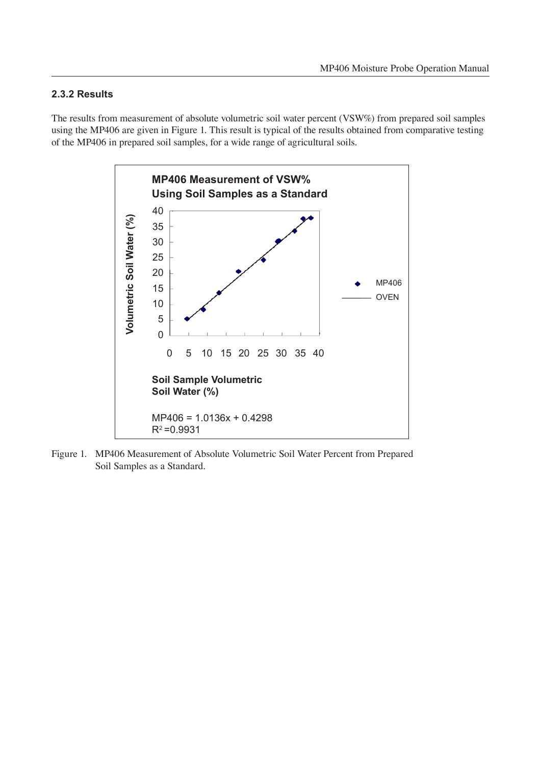### 2.3.2 Results

The results from measurement of absolute volumetric soil water percent (VSW%) from prepared soil samples using the MP406 are given in Figure 1. This result is typical of the results obtained from comparative testing of the MP406 in prepared soil samples, for a wide range of agricultural soils.

**MP406 Measurement of VSW% Using Soil Samples as a Standard**

Volumetric Soil Water (%)

Soil Sample Volumetric Soil Water (%)

MP406 = 1.0136x + 0.4298
$R^2$ =0.9931

MP406
OVEN

Figure 1. MP406 Measurement of Absolute Volumetric Soil Water Percent from Prepared Soil Samples as a Standard.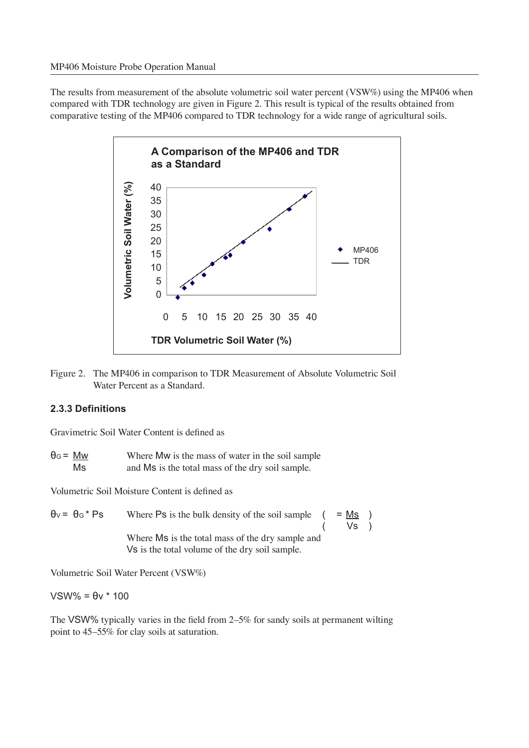The results from measurement of the absolute volumetric soil water percent (VSW%) using the MP406 when compared with TDR technology are given in Figure 2. This result is typical of the results obtained from comparative testing of the MP406 compared to TDR technology for a wide range of agricultural soils.

Figure 2. The MP406 in comparison to TDR Measurement of Absolute Volumetric Soil Water Percent as a Standard.

### 2.3.3 Definitions

Gravimetric Soil Water Content is defined as

$$\theta_G = \frac{Mw}{Ms}$$

Where Mw is the mass of water in the soil sample and Ms is the total mass of the dry soil sample.

Volumetric Soil Moisture Content is defined as

$$\theta_V = \theta_G * Ps$$

Where Ps is the bulk density of the soil sample $\left( = \frac{Ms}{Vs} \right)$

Where Ms is the total mass of the dry sample and Vs is the total volume of the dry soil sample.

Volumetric Soil Water Percent (VSW%)

$$VSW\% = \theta v * 100$$

The VSW% typically varies in the field from 2–5% for sandy soils at permanent wilting point to 45–55% for clay soils at saturation.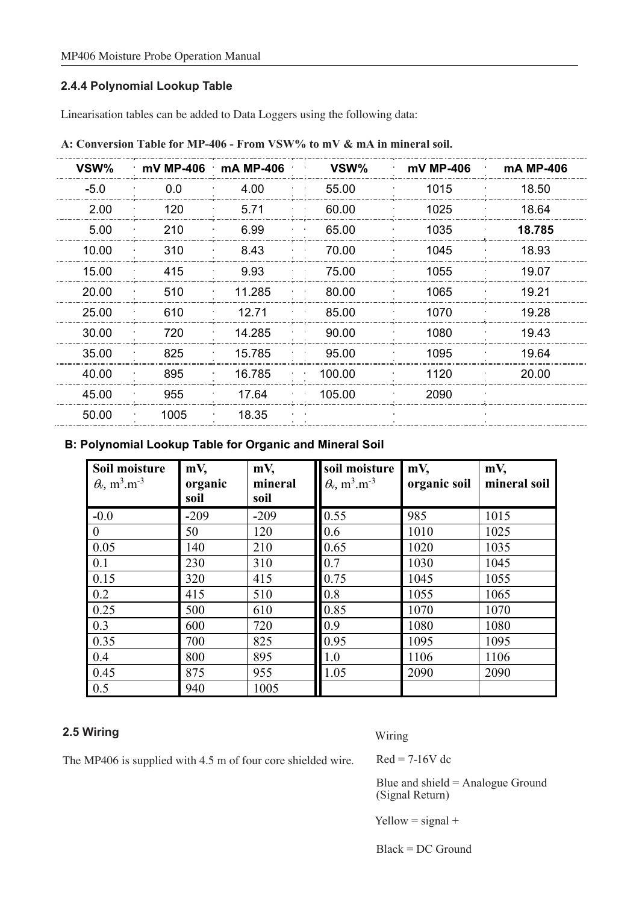### 2.4.4 Polynomial Lookup Table

Linearisation tables can be added to Data Loggers using the following data:

**A: Conversion Table for MP-406 - From VSW% to mV & mA in mineral soil.**

| VSW% | mV MP-406 | mA MP-406 | VSW% | mV MP-406 | mA MP-406 |
|---|---|---|---|---|---|
| -5.0 | 0.0 | 4.00 | 55.00 | 1015 | 18.50 |
| 2.00 | 120 | 5.71 | 60.00 | 1025 | 18.64 |
| 5.00 | 210 | 6.99 | 65.00 | 1035 | **18.785** |
| 10.00 | 310 | 8.43 | 70.00 | 1045 | 18.93 |
| 15.00 | 415 | 9.93 | 75.00 | 1055 | 19.07 |
| 20.00 | 510 | 11.285 | 80.00 | 1065 | 19.21 |
| 25.00 | 610 | 12.71 | 85.00 | 1070 | 19.28 |
| 30.00 | 720 | 14.285 | 90.00 | 1080 | 19.43 |
| 35.00 | 825 | 15.785 | 95.00 | 1095 | 19.64 |
| 40.00 | 895 | 16.785 | 100.00 | 1120 | 20.00 |
| 45.00 | 955 | 17.64 | 105.00 | 2090 | |
| 50.00 | 1005 | 18.35 | | | |

**B: Polynomial Lookup Table for Organic and Mineral Soil**

| Soil moisture $\theta_v$, $m^3.m^{-3}$ | mV, organic soil | mV, mineral soil | soil moisture $\theta_v$, $m^3.m^{-3}$ | mV, organic soil | mV, mineral soil |
|---|---|---|---|---|---|
| -0.0 | -209 | -209 | 0.55 | 985 | 1015 |
| 0 | 50 | 120 | 0.6 | 1010 | 1025 |
| 0.05 | 140 | 210 | 0.65 | 1020 | 1035 |
| 0.1 | 230 | 310 | 0.7 | 1030 | 1045 |
| 0.15 | 320 | 415 | 0.75 | 1045 | 1055 |
| 0.2 | 415 | 510 | 0.8 | 1055 | 1065 |
| 0.25 | 500 | 610 | 0.85 | 1070 | 1070 |
| 0.3 | 600 | 720 | 0.9 | 1080 | 1080 |
| 0.35 | 700 | 825 | 0.95 | 1095 | 1095 |
| 0.4 | 800 | 895 | 1.0 | 1106 | 1106 |
| 0.45 | 875 | 955 | 1.05 | 2090 | 2090 |
| 0.5 | 940 | 1005 | | | |

### 2.5 Wiring

The MP406 is supplied with 4.5 m of four core shielded wire.

Wiring

Red = 7-16V dc

Blue and shield = Analogue Ground (Signal Return)

Yellow = signal +

Black = DC Ground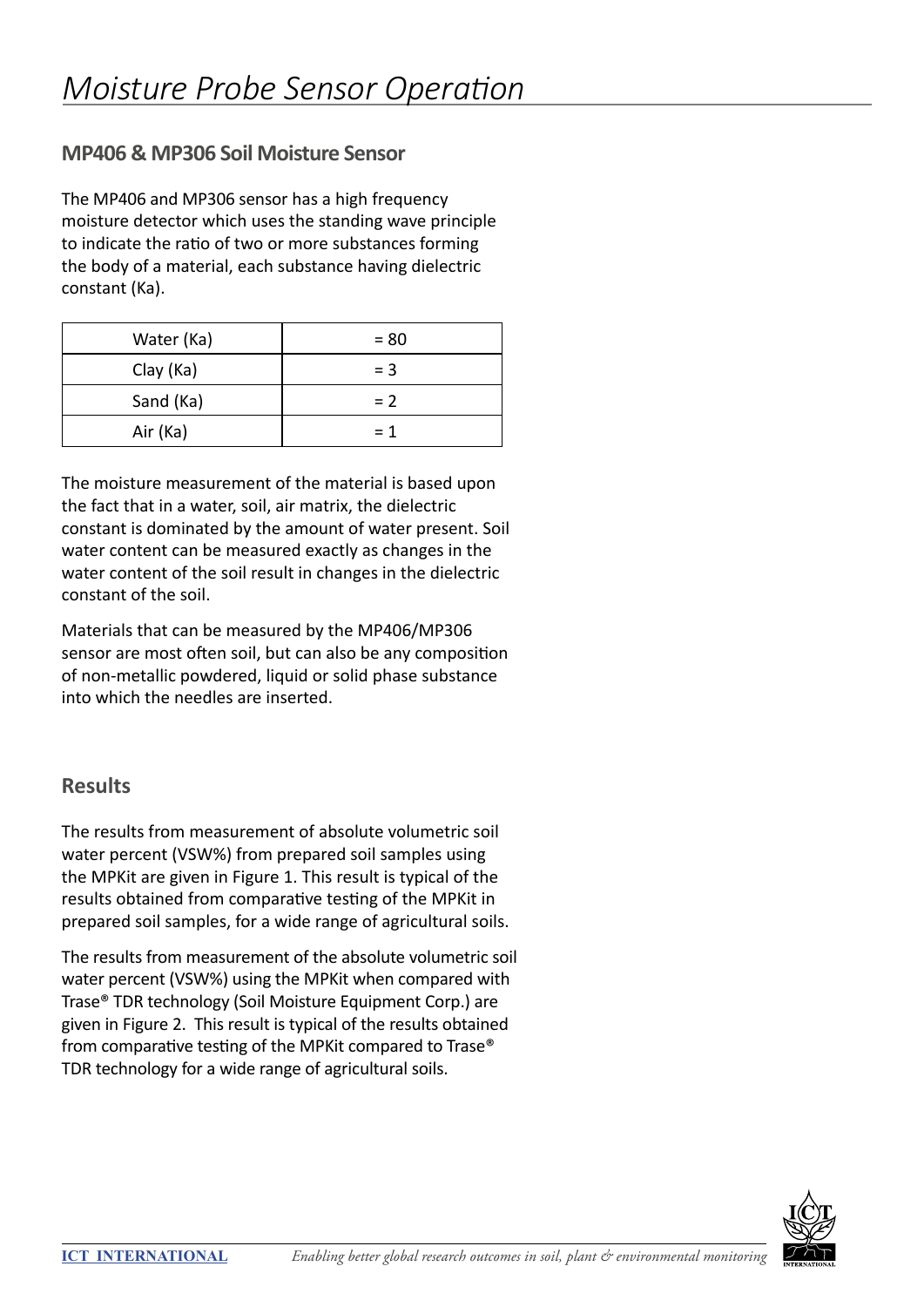# Moisture Probe Sensor Operation

## MP406 & MP306 Soil Moisture Sensor

The MP406 and MP306 sensor has a high frequency moisture detector which uses the standing wave principle to indicate the ratio of two or more substances forming the body of a material, each substance having dielectric constant (Ka).

| Water (Ka) | = 80 |
|---|---|
| Clay (Ka) | = 3 |
| Sand (Ka) | = 2 |
| Air (Ka) | = 1 |

The moisture measurement of the material is based upon the fact that in a water, soil, air matrix, the dielectric constant is dominated by the amount of water present. Soil water content can be measured exactly as changes in the water content of the soil result in changes in the dielectric constant of the soil.

Materials that can be measured by the MP406/MP306 sensor are most often soil, but can also be any composition of non-metallic powdered, liquid or solid phase substance into which the needles are inserted.

## Results

The results from measurement of absolute volumetric soil water percent (VSW%) from prepared soil samples using the MPKit are given in Figure 1. This result is typical of the results obtained from comparative testing of the MPKit in prepared soil samples, for a wide range of agricultural soils.

The results from measurement of the absolute volumetric soil water percent (VSW%) using the MPKit when compared with Trase® TDR technology (Soil Moisture Equipment Corp.) are given in Figure 2. This result is typical of the results obtained from comparative testing of the MPKit compared to Trase® TDR technology for a wide range of agricultural soils.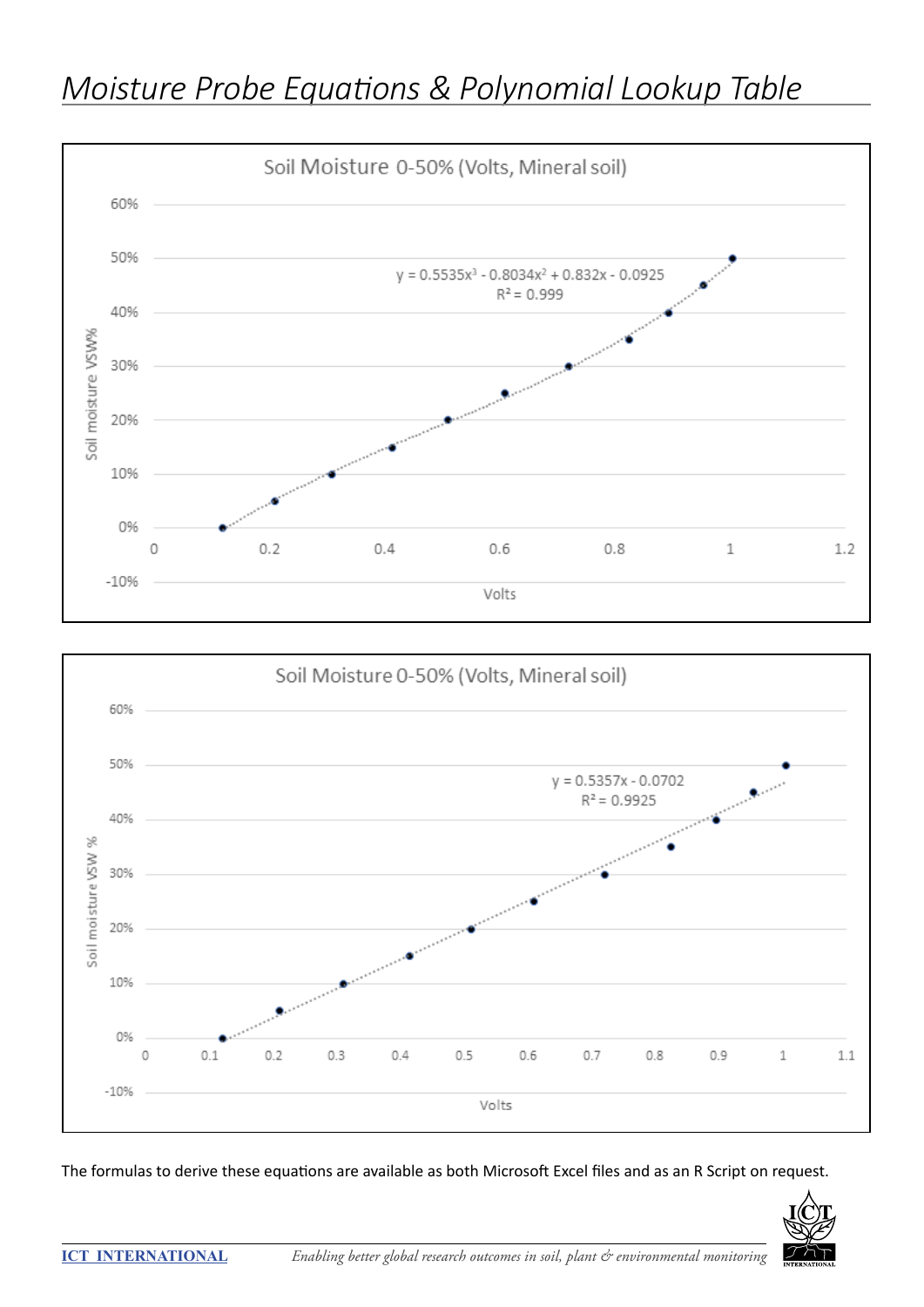# Moisture Probe Equations & Polynomial Lookup Table

**Soil Moisture 0-50% (Volts, Mineral soil)**

$y = 0.5535x^3 - 0.8034x^2 + 0.832x - 0.0925$

$R^2 = 0.999$

**Soil Moisture 0-50% (Volts, Mineral soil)**

$y = 0.5357x - 0.0702$

$R^2 = 0.9925$

The formulas to derive these equations are available as both Microsoft Excel files and as an R Script on request.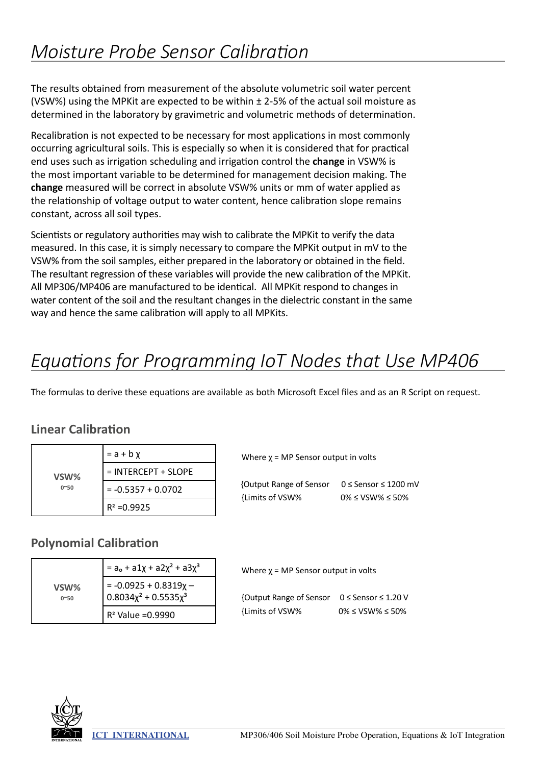# *Moisture Probe Sensor Calibration*

The results obtained from measurement of the absolute volumetric soil water percent (VSW%) using the MPKit are expected to be within ± 2-5% of the actual soil moisture as determined in the laboratory by gravimetric and volumetric methods of determination.

Recalibration is not expected to be necessary for most applications in most commonly occurring agricultural soils. This is especially so when it is considered that for practical end uses such as irrigation scheduling and irrigation control the **change** in VSW% is the most important variable to be determined for management decision making. The **change** measured will be correct in absolute VSW% units or mm of water applied as the relationship of voltage output to water content, hence calibration slope remains constant, across all soil types.

Scientists or regulatory authorities may wish to calibrate the MPKit to verify the data measured. In this case, it is simply necessary to compare the MPKit output in mV to the VSW% from the soil samples, either prepared in the laboratory or obtained in the field. The resultant regression of these variables will provide the new calibration of the MPKit. All MP306/MP406 are manufactured to be identical. All MPKit respond to changes in water content of the soil and the resultant changes in the dielectric constant in the same way and hence the same calibration will apply to all MPKits.

# *Equations for Programming IoT Nodes that Use MP406*

The formulas to derive these equations are available as both Microsoft Excel files and as an R Script on request.

### Linear Calibration

| | |
|---|---|
| **VSW%** 0~50 | $= a + b\chi$ |
| | = INTERCEPT + SLOPE |
| | $= -0.5357 + 0.0702$ |
| | $R^2 = 0.9925$ |

Where $\chi$ = MP Sensor output in volts

{Output Range of Sensor    $0 \leq$ Sensor $\leq 1200$ mV
{Limits of VSW%    $0\% \leq$ VSW% $\leq 50\%$

### Polynomial Calibration

| | |
|---|---|
| **VSW%** 0~50 | $= a_o + a1\chi + a2\chi^2 + a3\chi^3$ |
| | $= -0.0925 + 0.8319\chi - 0.8034\chi^2 + 0.5535\chi^3$ |
| | $R^2$ Value $= 0.9990$ |

Where $\chi$ = MP Sensor output in volts

{Output Range of Sensor    $0 \leq$ Sensor $\leq 1.20$ V
{Limits of VSW%    $0\% \leq$ VSW% $\leq 50\%$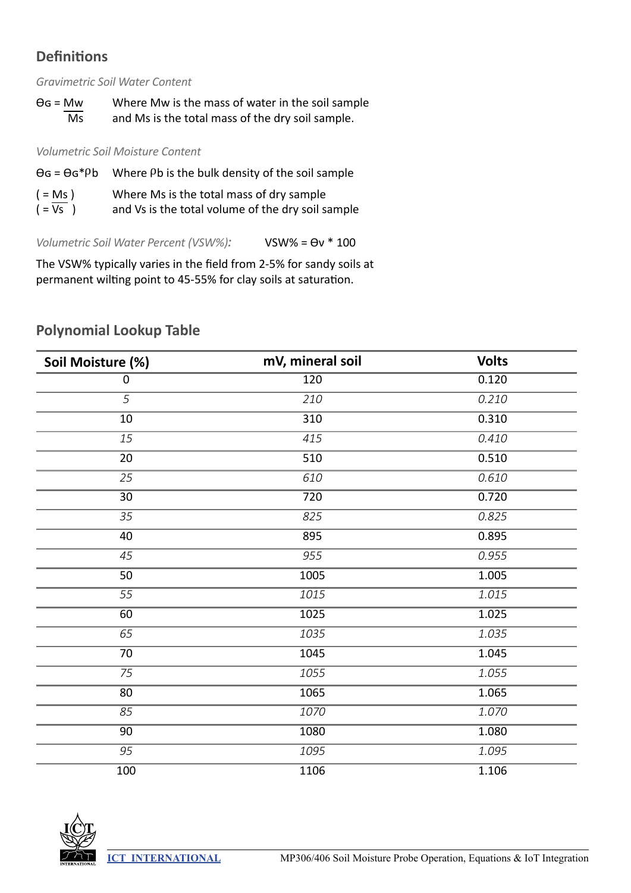## Definitions

*Gravimetric Soil Water Content*

$\Theta_G = \frac{M_w}{M_s}$ Where Mw is the mass of water in the soil sample and Ms is the total mass of the dry soil sample.

*Volumetric Soil Moisture Content*

$\Theta_G = \Theta_G * \rho_b$ Where ρb is the bulk density of the soil sample

$\left( = \frac{M_s}{V_s} \right)$ Where Ms is the total mass of dry sample and Vs is the total volume of the dry soil sample

*Volumetric Soil Water Percent (VSW%):* $VSW\% = \Theta_v * 100$

The VSW% typically varies in the field from 2-5% for sandy soils at permanent wilting point to 45-55% for clay soils at saturation.

## Polynomial Lookup Table

| Soil Moisture (%) | mV, mineral soil | Volts |
|---|---|---|
| 0 | 120 | 0.120 |
| *5* | *210* | *0.210* |
| 10 | 310 | 0.310 |
| *15* | *415* | *0.410* |
| 20 | 510 | 0.510 |
| *25* | *610* | *0.610* |
| 30 | 720 | 0.720 |
| *35* | *825* | *0.825* |
| 40 | 895 | 0.895 |
| *45* | *955* | *0.955* |
| 50 | 1005 | 1.005 |
| *55* | *1015* | *1.015* |
| 60 | 1025 | 1.025 |
| *65* | *1035* | *1.035* |
| 70 | 1045 | 1.045 |
| *75* | *1055* | *1.055* |
| 80 | 1065 | 1.065 |
| *85* | *1070* | *1.070* |
| 90 | 1080 | 1.080 |
| *95* | *1095* | *1.095* |
| 100 | 1106 | 1.106 |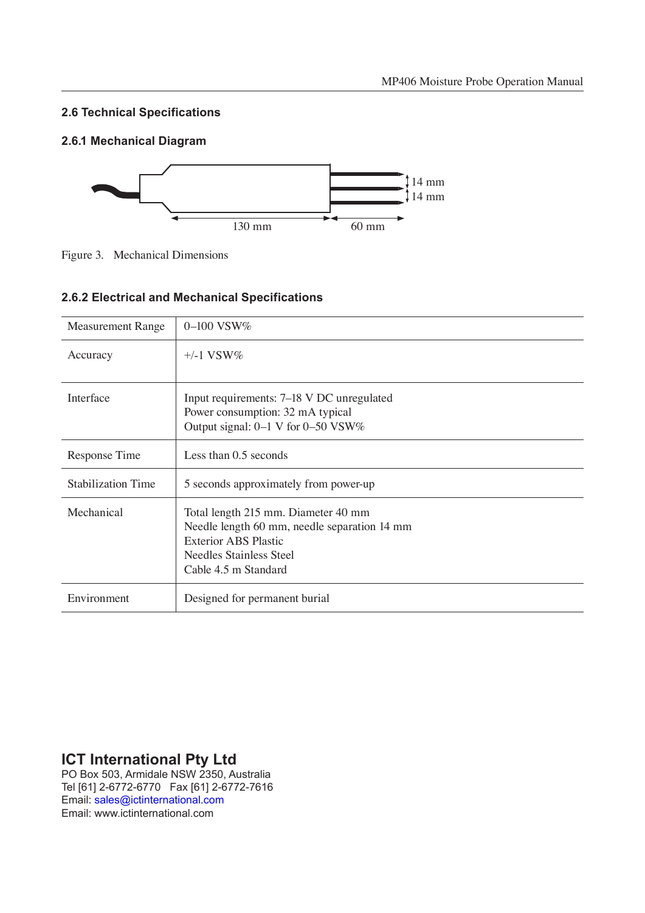## 2.6 Technical Specifications

### 2.6.1 Mechanical Diagram

14 mm
14 mm
130 mm
60 mm

Figure 3. Mechanical Dimensions

### 2.6.2 Electrical and Mechanical Specifications

| | |
|---|---|
| Measurement Range | 0–100 VSW% |
| Accuracy | +/-1 VSW% |
| Interface | Input requirements: 7–18 V DC unregulated<br>Power consumption: 32 mA typical<br>Output signal: 0–1 V for 0–50 VSW% |
| Response Time | Less than 0.5 seconds |
| Stabilization Time | 5 seconds approximately from power-up |
| Mechanical | Total length 215 mm. Diameter 40 mm<br>Needle length 60 mm, needle separation 14 mm<br>Exterior ABS Plastic<br>Needles Stainless Steel<br>Cable 4.5 m Standard |
| Environment | Designed for permanent burial |

**ICT International Pty Ltd**
PO Box 503, Armidale NSW 2350, Australia
Tel [61] 2-6772-6770 Fax [61] 2-6772-7616
Email: sales@ictinternational.com
Email: www.ictinternational.com